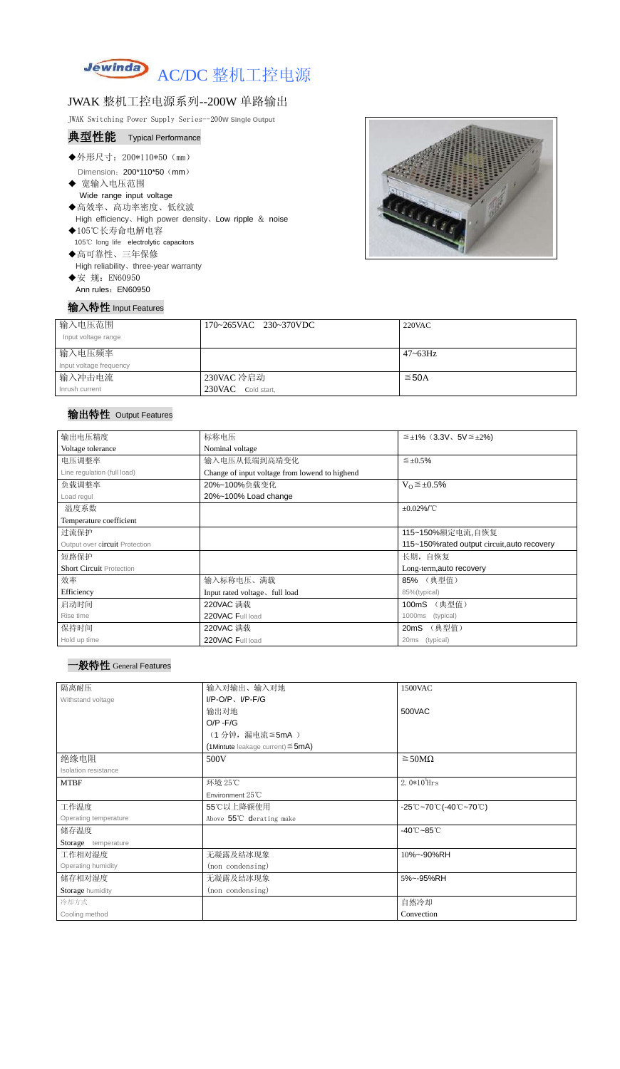# Jéwinda AC/DC 整机工控电源

## JWAK 整机工控电源系列--200W 单路输出

JWAK Switching Power Supply Series--200W Single Output

### 典型性能 Typical Performance

- ◆外形尺寸：200*110*50（mm）
  Dimension：200*110*50（mm）
- ◆ 宽输入电压范围
  Wide range input voltage
- ◆高效率、高功率密度、低纹波
  High efficiency、High power density、Low ripple ＆ noise
- ◆105℃长寿命电解电容
  105℃ long life electrolytic capacitors
- ◆高可靠性、三年保修
  High reliability、three-year warranty
- ◆安 规：EN60950
  Ann rules：EN60950

### 输入特性 Input Features

| | | |
|---|---|---|
| 输入电压范围<br>Input voltage range | 170~265VAC 230~370VDC | 220VAC |
| 输入电压频率<br>Input voltage frequency | | 47~63Hz |
| 输入冲击电流<br>Inrush current | 230VAC 冷启动<br>230VAC Cold start, | ≦50A |

### 输出特性 Output Features

| | | |
|---|---|---|
| 输出电压精度<br>Voltage tolerance | 标称电压<br>Nominal voltage | ≦±1%（3.3V、5V≦±2%) |
| 电压调整率<br>Line regulation (full load) | 输入电压从低端到高端变化<br>Change of input voltage from lowend to highend | ≦±0.5% |
| 负载调整率<br>Load regul | 20%~100%负载变化<br>20%~100% Load change | $V_O$≦±0.5% |
| 温度系数<br>Temperature coefficient | | ±0.02%/℃ |
| 过流保护<br>Output over circuit Protection | | 115~150%额定电流,自恢复<br>115~150%rated output circuit,auto recovery |
| 短路保护<br>Short Circuit Protection | | 长期，自恢复<br>Long-term,auto recovery |
| 效率<br>Efficiency | 输入标称电压、满载<br>Input rated voltage、full load | 85% （典型值）<br>85%(typical) |
| 启动时间<br>Rise time | 220VAC 满载<br>220VAC Full load | 100mS （典型值）<br>1000ms (typical) |
| 保持时间<br>Hold up time | 220VAC 满载<br>220VAC Full load | 20mS （典型值）<br>20ms (typical) |

### 一般特性 General Features

| | | |
|---|---|---|
| 隔离耐压<br>Withstand voltage | 输入对输出、输入对地<br>I/P-O/P、I/P-F/G<br>输出对地<br>O/P -F/G<br>（1 分钟，漏电流≦5mA ）<br>(1Mintute leakage current)≦5mA) | 1500VAC<br><br>500VAC |
| 绝缘电阻<br>Isolation resistance | 500V | ≧50MΩ |
| MTBF | 环境 25℃<br>Environment 25℃ | $2.0*10^5$Hrs |
| 工作温度<br>Operating temperature | 55℃以上降额使用<br>Above 55℃ derating make | -25℃~70℃(-40℃~70℃) |
| 储存温度<br>Storage temperature | | -40℃~85℃ |
| 工作相对湿度<br>Operating humidity | 无凝露及结冰现象<br>(non condensing) | 10%~-90%RH |
| 储存相对湿度<br>Storage humidity | 无凝露及结冰现象<br>(non condensing) | 5%~-95%RH |
| 冷却方式<br>Cooling method | | 自然冷却<br>Convection |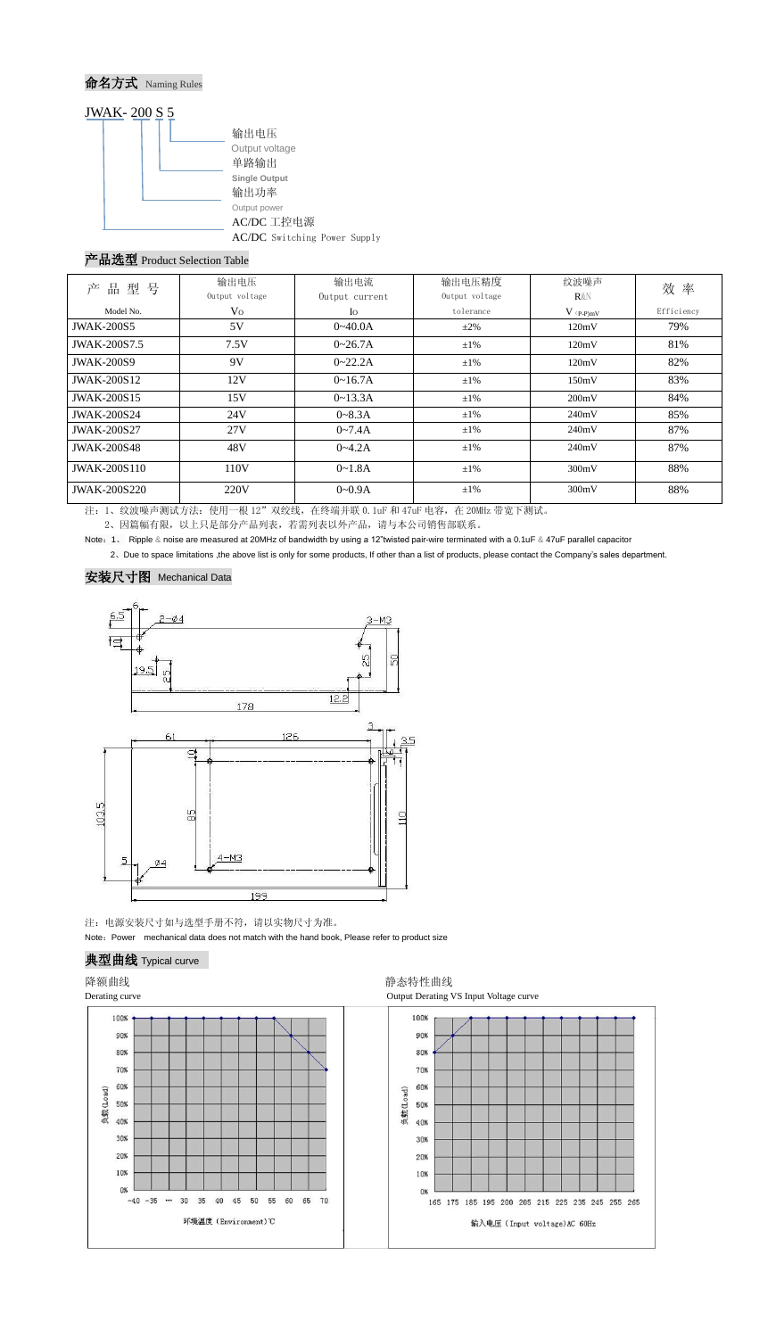## 命名方式 Naming Rules

JWAK- 200 S 5

- 输出电压 Output voltage
- 单路输出 Single Output
- 输出功率 Output power
- AC/DC 工控电源 AC/DC Switching Power Supply

## 产品选型 Product Selection Table

| 产 品 型 号<br>Model No. | 输出电压<br>Output voltage<br>Vo | 输出电流<br>Output current<br>Io | 输出电压精度<br>Output voltage<br>tolerance | 纹波噪声<br>R&N<br>V (P-P)mV | 效 率<br>Efficiency |
|---|---|---|---|---|---|
| JWAK-200S5 | 5V | 0~40.0A | ±2% | 120mV | 79% |
| JWAK-200S7.5 | 7.5V | 0~26.7A | ±1% | 120mV | 81% |
| JWAK-200S9 | 9V | 0~22.2A | ±1% | 120mV | 82% |
| JWAK-200S12 | 12V | 0~16.7A | ±1% | 150mV | 83% |
| JWAK-200S15 | 15V | 0~13.3A | ±1% | 200mV | 84% |
| JWAK-200S24 | 24V | 0~8.3A | ±1% | 240mV | 85% |
| JWAK-200S27 | 27V | 0~7.4A | ±1% | 240mV | 87% |
| JWAK-200S48 | 48V | 0~4.2A | ±1% | 240mV | 87% |
| JWAK-200S110 | 110V | 0~1.8A | ±1% | 300mV | 88% |
| JWAK-200S220 | 220V | 0~0.9A | ±1% | 300mV | 88% |

注：1、纹波噪声测试方法：使用一根 12" 双绞线，在终端并联 0.1uF 和 47uF 电容，在 20MHz 带宽下测试。

2、因篇幅有限，以上只是部分产品列表，若需列表以外产品，请与本公司销售部联系。

Note：1、 Ripple & noise are measured at 20MHz of bandwidth by using a 12"twisted pair-wire terminated with a 0.1uF & 47uF parallel capacitor

2、Due to space limitations ,the above list is only for some products, If other than a list of products, please contact the Company's sales department.

## 安装尺寸图 Mechanical Data

6.5
6
2-Ø4
10
3-M3
25
50
19.5
25
12.2
178

61
126
3
3.5
10
103.5
85
110
5
Ø4
4-M3
199

注：电源安装尺寸如与选型手册不符，请以实物尺寸为准。

Note：Power mechanical data does not match with the hand book, Please refer to product size

## 典型曲线 Typical curve

降额曲线
Derating curve

100%
90%
80%
70%
60%
50%
40%
30%
20%
10%
0%
负载(Load)
-40 -35 ··· 30 35 40 45 50 55 60 65 70
环境温度 (Environment)℃

静态特性曲线
Output Derating VS Input Voltage curve

100%
90%
80%
70%
60%
50%
40%
30%
20%
10%
0%
负载(Load)
165 175 185 195 200 205 215 225 235 245 255 265
输入电压 (Input voltage)AC 60Hz